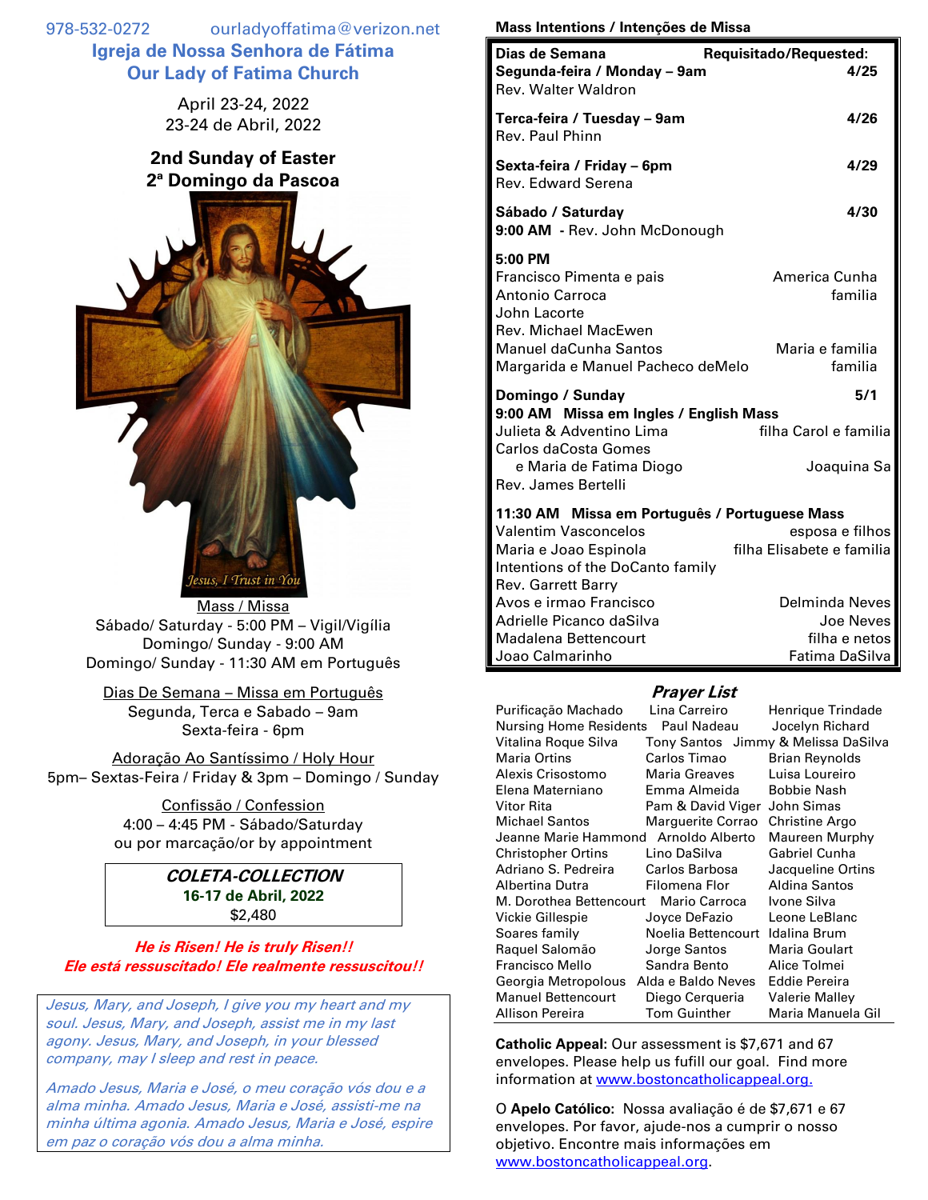978-532-0272 ourladyoffatima@verizon.net

# Igreja de Nossa Senhora de Fátima
# Our Lady of Fatima Church

April 23-24, 2022
23-24 de Abril, 2022

## 2nd Sunday of Easter
## 2ª Domingo da Pascoa

Jesus, I Trust in You

Mass / Missa
Sábado/ Saturday - 5:00 PM – Vigil/Vigília
Domingo/ Sunday - 9:00 AM
Domingo/ Sunday - 11:30 AM em Português

Dias De Semana – Missa em Português
Segunda, Terca e Sabado – 9am
Sexta-feira - 6pm

Adoração Ao Santíssimo / Holy Hour
5pm– Sextas-Feira / Friday & 3pm – Domingo / Sunday

Confissão / Confession
4:00 – 4:45 PM - Sábado/Saturday
ou por marcação/or by appointment

**COLETA-COLLECTION**
**16-17 de Abril, 2022**
$2,480

***He is Risen! He is truly Risen!!***
***Ele está ressuscitado! Ele realmente ressuscitou!!***

*Jesus, Mary, and Joseph, I give you my heart and my soul. Jesus, Mary, and Joseph, assist me in my last agony. Jesus, Mary, and Joseph, in your blessed company, may I sleep and rest in peace.*

*Amado Jesus, Maria e José, o meu coração vós dou e a alma minha. Amado Jesus, Maria e José, assisti-me na minha última agonia. Amado Jesus, Maria e José, espire em paz o coração vós dou a alma minha.*

**Mass Intentions / Intenções de Missa**

| Dias de Semana | Requisitado/Requested: |
|---|---|
| **Segunda-feira / Monday – 9am** | **4/25** |
| Rev. Walter Waldron | |
| **Terca-feira / Tuesday – 9am** | **4/26** |
| Rev. Paul Phinn | |
| **Sexta-feira / Friday – 6pm** | **4/29** |
| Rev. Edward Serena | |
| **Sábado / Saturday** | **4/30** |
| **9:00 AM** - Rev. John McDonough | |
| **5:00 PM** | |
| Francisco Pimenta e pais | America Cunha |
| Antonio Carroca | familia |
| John Lacorte | |
| Rev. Michael MacEwen | |
| Manuel daCunha Santos | Maria e familia |
| Margarida e Manuel Pacheco deMelo | familia |
| **Domingo / Sunday** | **5/1** |
| **9:00 AM Missa em Ingles / English Mass** | |
| Julieta & Adventino Lima | filha Carol e familia |
| Carlos daCosta Gomes e Maria de Fatima Diogo | Joaquina Sa |
| Rev. James Bertelli | |
| **11:30 AM Missa em Português / Portuguese Mass** | |
| Valentim Vasconcelos | esposa e filhos |
| Maria e Joao Espinola | filha Elisabete e familia |
| Intentions of the DoCanto family | |
| Rev. Garrett Barry | |
| Avos e irmao Francisco | Delminda Neves |
| Adrielle Picanco daSilva | Joe Neves |
| Madalena Bettencourt | filha e netos |
| Joao Calmarinho | Fatima DaSilva |

## *Prayer List*

| | | |
|---|---|---|
| Purificação Machado | Lina Carreiro | Henrique Trindade |
| Nursing Home Residents | Paul Nadeau | Jocelyn Richard |
| Vitalina Roque Silva | Tony Santos | Jimmy & Melissa DaSilva |
| Maria Ortins | Carlos Timao | Brian Reynolds |
| Alexis Crisostomo | Maria Greaves | Luisa Loureiro |
| Elena Materniano | Emma Almeida | Bobbie Nash |
| Vitor Rita | Pam & David Viger | John Simas |
| Michael Santos | Marguerite Corrao | Christine Argo |
| Jeanne Marie Hammond | Arnoldo Alberto | Maureen Murphy |
| Christopher Ortins | Lino DaSilva | Gabriel Cunha |
| Adriano S. Pedreira | Carlos Barbosa | Jacqueline Ortins |
| Albertina Dutra | Filomena Flor | Aldina Santos |
| M. Dorothea Bettencourt | Mario Carroca | Ivone Silva |
| Vickie Gillespie | Joyce DeFazio | Leone LeBlanc |
| Soares family | Noelia Bettencourt | Idalina Brum |
| Raquel Salomão | Jorge Santos | Maria Goulart |
| Francisco Mello | Sandra Bento | Alice Tolmei |
| Georgia Metropolous | Alda e Baldo Neves | Eddie Pereira |
| Manuel Bettencourt | Diego Cerqueria | Valerie Malley |
| Allison Pereira | Tom Guinther | Maria Manuela Gil |

**Catholic Appeal:** Our assessment is $7,671 and 67 envelopes. Please help us fufill our goal. Find more information at www.bostoncatholicappeal.org.

O **Apelo Católico:** Nossa avaliação é de $7,671 e 67 envelopes. Por favor, ajude-nos a cumprir o nosso objetivo. Encontre mais informações em www.bostoncatholicappeal.org.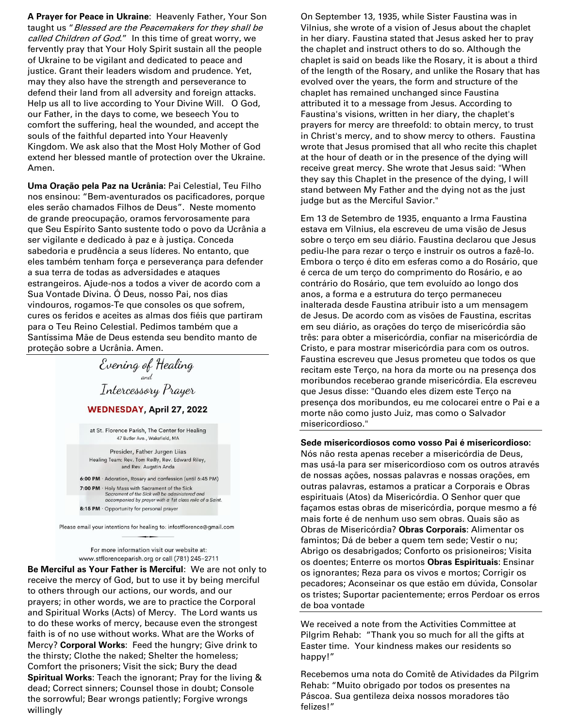**A Prayer for Peace in Ukraine**: Heavenly Father, Your Son taught us "*Blessed are the Peacemakers for they shall be called Children of God*." In this time of great worry, we fervently pray that Your Holy Spirit sustain all the people of Ukraine to be vigilant and dedicated to peace and justice. Grant their leaders wisdom and prudence. Yet, may they also have the strength and perseverance to defend their land from all adversity and foreign attacks. Help us all to live according to Your Divine Will. O God, our Father, in the days to come, we beseech You to comfort the suffering, heal the wounded, and accept the souls of the faithful departed into Your Heavenly Kingdom. We ask also that the Most Holy Mother of God extend her blessed mantle of protection over the Ukraine. Amen.

**Uma Oração pela Paz na Ucrânia:** Pai Celestial, Teu Filho nos ensinou: "Bem-aventurados os pacificadores, porque eles serão chamados Filhos de Deus". Neste momento de grande preocupação, oramos fervorosamente para que Seu Espírito Santo sustente todo o povo da Ucrânia a ser vigilante e dedicado à paz e à justiça. Conceda sabedoria e prudência a seus líderes. No entanto, que eles também tenham força e perseverança para defender a sua terra de todas as adversidades e ataques estrangeiros. Ajude-nos a todos a viver de acordo com a Sua Vontade Divina. Ó Deus, nosso Pai, nos dias vindouros, rogamos-Te que consoles os que sofrem, cures os feridos e aceites as almas dos fiéis que partiram para o Teu Reino Celestial. Pedimos também que a Santíssima Mãe de Deus estenda seu bendito manto de proteção sobre a Ucrânia. Amen.

## Evening of Healing and Intercessory Prayer

**WEDNESDAY, April 27, 2022**

at St. Florence Parish, The Center for Healing
47 Butler Ave., Wakefield, MA

Presider, Father Jurgen Liias
Healing Team: Rev. Tom Reilly, Rev. Edward Riley, and Rev. Augstin Anda

**6:00 PM** · Adoration, Rosary and confession (until 6:45 PM)
**7:00 PM** · Holy Mass with Sacrament of the Sick
*Sacrament of the Sick will be administered and accompanied by prayer with a 1st class relic of a Saint.*
**8:15 PM** · Opportunity for personal prayer

Please email your intentions for healing to: infostflorence@gmail.com

For more information visit our website at: www.stflorenceparish.org or call (781) 245-2711

**Be Merciful as Your Father is Merciful**: We are not only to receive the mercy of God, but to use it by being merciful to others through our actions, our words, and our prayers; in other words, we are to practice the Corporal and Spiritual Works (Acts) of Mercy. The Lord wants us to do these works of mercy, because even the strongest faith is of no use without works. What are the Works of Mercy? **Corporal Works**: Feed the hungry; Give drink to the thirsty; Clothe the naked; Shelter the homeless; Comfort the prisoners; Visit the sick; Bury the dead **Spiritual Works**: Teach the ignorant; Pray for the living & dead; Correct sinners; Counsel those in doubt; Console the sorrowful; Bear wrongs patiently; Forgive wrongs willingly

On September 13, 1935, while Sister Faustina was in Vilnius, she wrote of a vision of Jesus about the chaplet in her diary. Faustina stated that Jesus asked her to pray the chaplet and instruct others to do so. Although the chaplet is said on beads like the Rosary, it is about a third of the length of the Rosary, and unlike the Rosary that has evolved over the years, the form and structure of the chaplet has remained unchanged since Faustina attributed it to a message from Jesus. According to Faustina's visions, written in her diary, the chaplet's prayers for mercy are threefold: to obtain mercy, to trust in Christ's mercy, and to show mercy to others. Faustina wrote that Jesus promised that all who recite this chaplet at the hour of death or in the presence of the dying will receive great mercy. She wrote that Jesus said: "When they say this Chaplet in the presence of the dying, I will stand between My Father and the dying not as the just judge but as the Merciful Savior."

Em 13 de Setembro de 1935, enquanto a Irma Faustina estava em Vilnius, ela escreveu de uma visão de Jesus sobre o terço em seu diário. Faustina declarou que Jesus pediu-lhe para rezar o terço e instruir os outros a fazê-lo. Embora o terço é dito em esferas como a do Rosário, que é cerca de um terço do comprimento do Rosário, e ao contrário do Rosário, que tem evoluído ao longo dos anos, a forma e a estrutura do terço permaneceu inalterada desde Faustina atribuir isto a um mensagem de Jesus. De acordo com as visões de Faustina, escritas em seu diário, as orações do terço de misericórdia são três: para obter a misericórdia, confiar na misericórdia de Cristo, e para mostrar misericórdia para com os outros. Faustina escreveu que Jesus prometeu que todos os que recitam este Terço, na hora da morte ou na presença dos moribundos receberao grande misericórdia. Ela escreveu que Jesus disse: "Quando eles dizem este Terço na presença dos moribundos, eu me colocarei entre o Pai e a morte não como justo Juiz, mas como o Salvador misericordioso."

**Sede misericordiosos como vosso Pai é misericordioso:** Nós não resta apenas receber a misericórdia de Deus, mas usá-la para ser misericordioso com os outros através de nossas ações, nossas palavras e nossas orações, em outras palavras, estamos a praticar a Corporais e Obras espirituais (Atos) da Misericórdia. O Senhor quer que façamos estas obras de misericórdia, porque mesmo a fé mais forte é de nenhum uso sem obras. Quais são as Obras de Misericórdia? **Obras Corporais**: Alimentar os famintos; Dá de beber a quem tem sede; Vestir o nu; Abrigo os desabrigados; Conforto os prisioneiros; Visita os doentes; Enterre os mortos **Obras Espirituais**: Ensinar os ignorantes; Reza para os vivos e mortos; Corrigir os pecadores; Aconseinar os que estão em dúvida, Consolar os tristes; Suportar pacientemente; erros Perdoar os erros de boa vontade

We received a note from the Activities Committee at Pilgrim Rehab: "Thank you so much for all the gifts at Easter time. Your kindness makes our residents so happy!"

Recebemos uma nota do Comitê de Atividades da Pilgrim Rehab: "Muito obrigado por todos os presentes na Páscoa. Sua gentileza deixa nossos moradores tão felizes!"